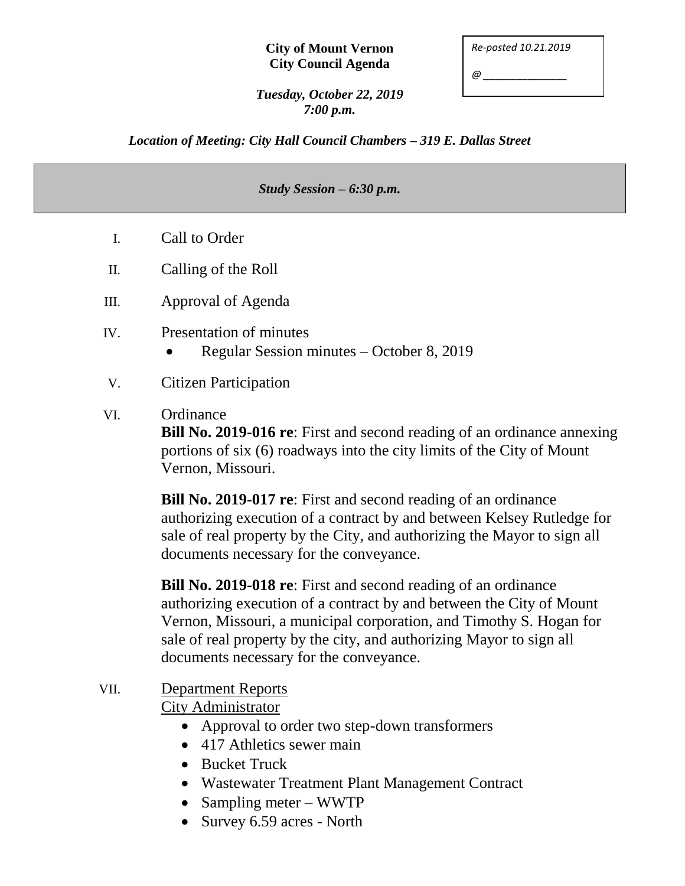**City of Mount Vernon**
**City Council Agenda**

*Re-posted 10.21.2019*

*@ _______________*

***Tuesday, October 22, 2019***
***7:00 p.m.***

***Location of Meeting: City Hall Council Chambers – 319 E. Dallas Street***

***Study Session – 6:30 p.m.***

I. Call to Order

II. Calling of the Roll

III. Approval of Agenda

IV. Presentation of minutes
- Regular Session minutes – October 8, 2019

V. Citizen Participation

VI. Ordinance

**Bill No. 2019-016 re**: First and second reading of an ordinance annexing portions of six (6) roadways into the city limits of the City of Mount Vernon, Missouri.

**Bill No. 2019-017 re**: First and second reading of an ordinance authorizing execution of a contract by and between Kelsey Rutledge for sale of real property by the City, and authorizing the Mayor to sign all documents necessary for the conveyance.

**Bill No. 2019-018 re**: First and second reading of an ordinance authorizing execution of a contract by and between the City of Mount Vernon, Missouri, a municipal corporation, and Timothy S. Hogan for sale of real property by the city, and authorizing Mayor to sign all documents necessary for the conveyance.

VII. Department Reports

City Administrator
- Approval to order two step-down transformers
- 417 Athletics sewer main
- Bucket Truck
- Wastewater Treatment Plant Management Contract
- Sampling meter – WWTP
- Survey 6.59 acres - North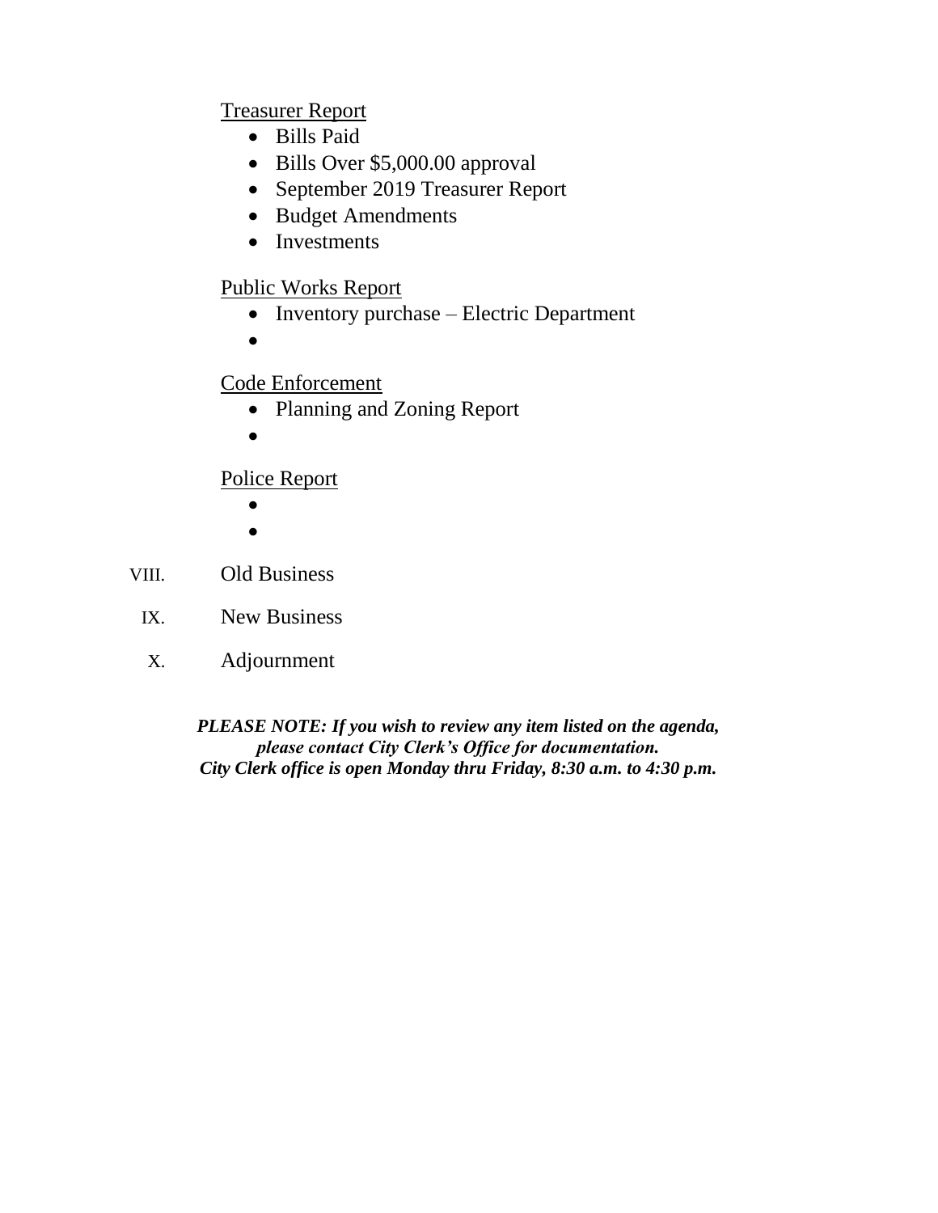Treasurer Report

- Bills Paid
- Bills Over $5,000.00 approval
- September 2019 Treasurer Report
- Budget Amendments
- Investments

Public Works Report

- Inventory purchase – Electric Department
- 

Code Enforcement

- Planning and Zoning Report
- 

Police Report

- 
- 

VIII. Old Business

IX. New Business

X. Adjournment

***PLEASE NOTE: If you wish to review any item listed on the agenda, please contact City Clerk's Office for documentation. City Clerk office is open Monday thru Friday, 8:30 a.m. to 4:30 p.m.***